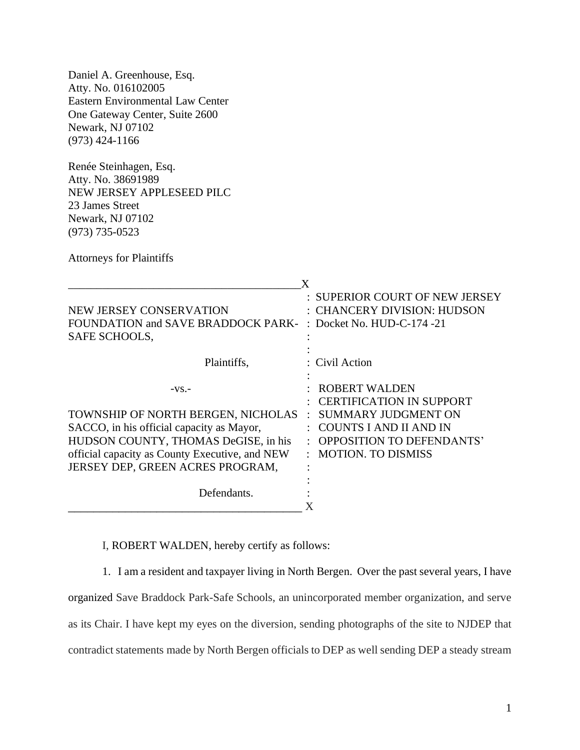Daniel A. Greenhouse, Esq.
Atty. No. 016102005
Eastern Environmental Law Center
One Gateway Center, Suite 2600
Newark, NJ 07102
(973) 424-1166

Renée Steinhagen, Esq.
Atty. No. 38691989
NEW JERSEY APPLESEED PILC
23 James Street
Newark, NJ 07102
(973) 735-0523

Attorneys for Plaintiffs

| | |
|---|---|
| NEW JERSEY CONSERVATION FOUNDATION and SAVE BRADDOCK PARK-SAFE SCHOOLS, | SUPERIOR COURT OF NEW JERSEY CHANCERY DIVISION: HUDSON Docket No. HUD-C-174 -21 |
| Plaintiffs, | Civil Action |
| -vs.- | ROBERT WALDEN CERTIFICATION IN SUPPORT SUMMARY JUDGMENT ON COUNTS I AND II AND IN OPPOSITION TO DEFENDANTS' MOTION. TO DISMISS |
| TOWNSHIP OF NORTH BERGEN, NICHOLAS SACCO, in his official capacity as Mayor, HUDSON COUNTY, THOMAS DeGISE, in his official capacity as County Executive, and NEW JERSEY DEP, GREEN ACRES PROGRAM, | |
| Defendants. | |

I, ROBERT WALDEN, hereby certify as follows:

1. I am a resident and taxpayer living in North Bergen. Over the past several years, I have organized Save Braddock Park-Safe Schools, an unincorporated member organization, and serve as its Chair. I have kept my eyes on the diversion, sending photographs of the site to NJDEP that contradict statements made by North Bergen officials to DEP as well sending DEP a steady stream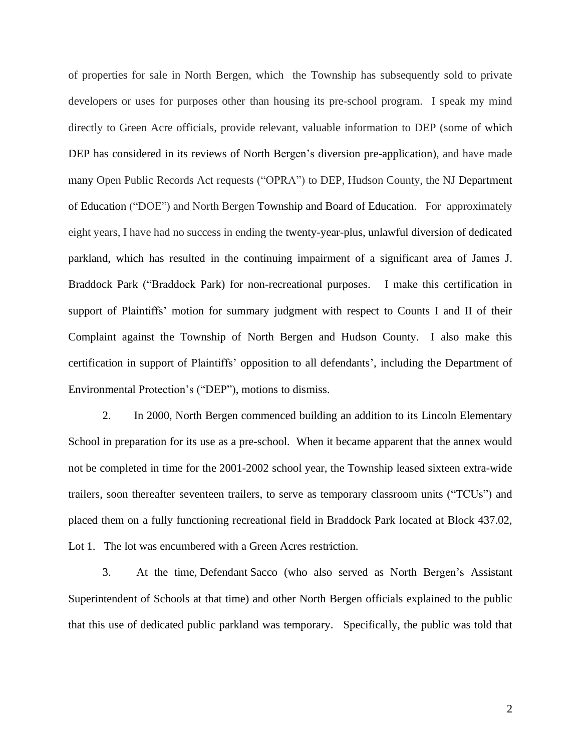of properties for sale in North Bergen, which the Township has subsequently sold to private developers or uses for purposes other than housing its pre-school program. I speak my mind directly to Green Acre officials, provide relevant, valuable information to DEP (some of which DEP has considered in its reviews of North Bergen's diversion pre-application), and have made many Open Public Records Act requests ("OPRA") to DEP, Hudson County, the NJ Department of Education ("DOE") and North Bergen Township and Board of Education. For approximately eight years, I have had no success in ending the twenty-year-plus, unlawful diversion of dedicated parkland, which has resulted in the continuing impairment of a significant area of James J. Braddock Park ("Braddock Park) for non-recreational purposes. I make this certification in support of Plaintiffs' motion for summary judgment with respect to Counts I and II of their Complaint against the Township of North Bergen and Hudson County. I also make this certification in support of Plaintiffs' opposition to all defendants', including the Department of Environmental Protection's ("DEP"), motions to dismiss.

2. In 2000, North Bergen commenced building an addition to its Lincoln Elementary School in preparation for its use as a pre-school. When it became apparent that the annex would not be completed in time for the 2001-2002 school year, the Township leased sixteen extra-wide trailers, soon thereafter seventeen trailers, to serve as temporary classroom units ("TCUs") and placed them on a fully functioning recreational field in Braddock Park located at Block 437.02, Lot 1. The lot was encumbered with a Green Acres restriction.

3. At the time, Defendant Sacco (who also served as North Bergen's Assistant Superintendent of Schools at that time) and other North Bergen officials explained to the public that this use of dedicated public parkland was temporary. Specifically, the public was told that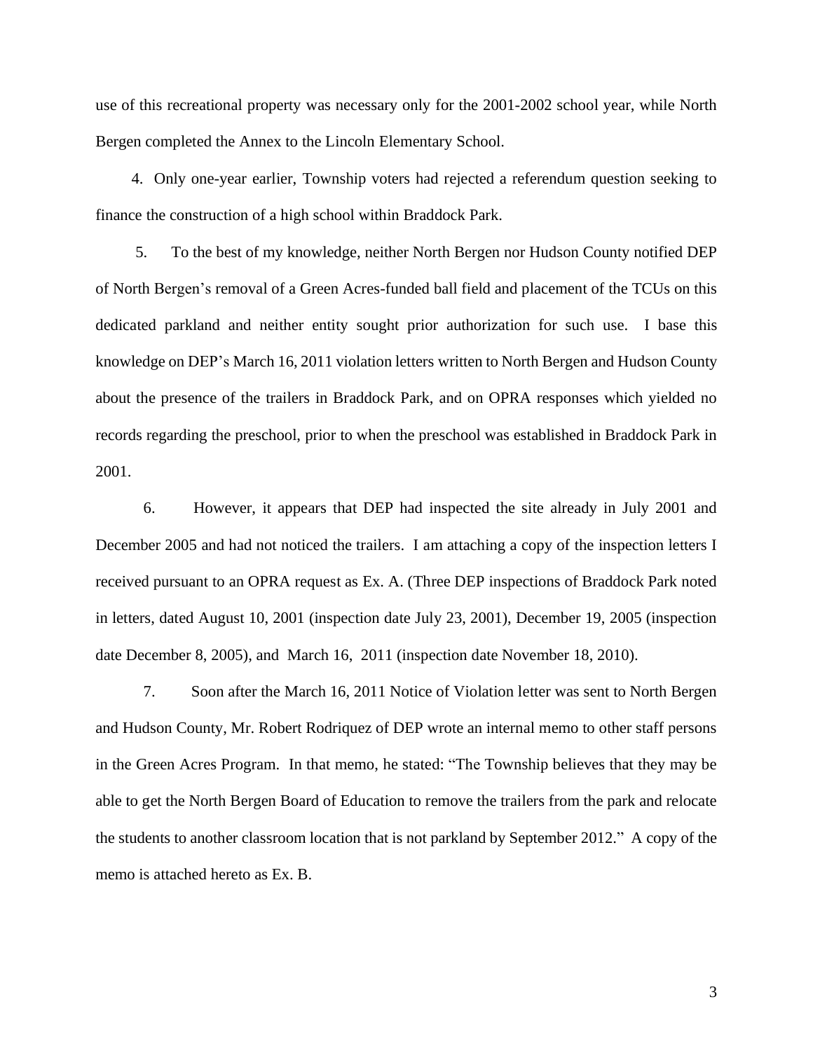use of this recreational property was necessary only for the 2001-2002 school year, while North Bergen completed the Annex to the Lincoln Elementary School.

4. Only one-year earlier, Township voters had rejected a referendum question seeking to finance the construction of a high school within Braddock Park.

5. To the best of my knowledge, neither North Bergen nor Hudson County notified DEP of North Bergen's removal of a Green Acres-funded ball field and placement of the TCUs on this dedicated parkland and neither entity sought prior authorization for such use. I base this knowledge on DEP's March 16, 2011 violation letters written to North Bergen and Hudson County about the presence of the trailers in Braddock Park, and on OPRA responses which yielded no records regarding the preschool, prior to when the preschool was established in Braddock Park in 2001.

6. However, it appears that DEP had inspected the site already in July 2001 and December 2005 and had not noticed the trailers. I am attaching a copy of the inspection letters I received pursuant to an OPRA request as Ex. A. (Three DEP inspections of Braddock Park noted in letters, dated August 10, 2001 (inspection date July 23, 2001), December 19, 2005 (inspection date December 8, 2005), and March 16, 2011 (inspection date November 18, 2010).

7. Soon after the March 16, 2011 Notice of Violation letter was sent to North Bergen and Hudson County, Mr. Robert Rodriquez of DEP wrote an internal memo to other staff persons in the Green Acres Program. In that memo, he stated: "The Township believes that they may be able to get the North Bergen Board of Education to remove the trailers from the park and relocate the students to another classroom location that is not parkland by September 2012." A copy of the memo is attached hereto as Ex. B.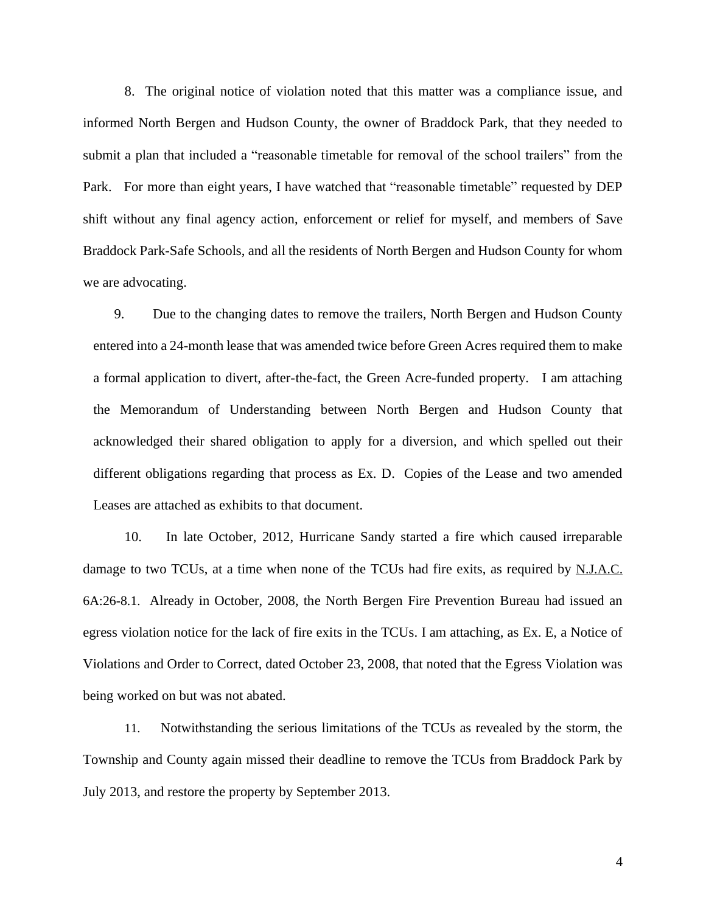8. The original notice of violation noted that this matter was a compliance issue, and informed North Bergen and Hudson County, the owner of Braddock Park, that they needed to submit a plan that included a "reasonable timetable for removal of the school trailers" from the Park. For more than eight years, I have watched that "reasonable timetable" requested by DEP shift without any final agency action, enforcement or relief for myself, and members of Save Braddock Park-Safe Schools, and all the residents of North Bergen and Hudson County for whom we are advocating.

9. Due to the changing dates to remove the trailers, North Bergen and Hudson County entered into a 24-month lease that was amended twice before Green Acres required them to make a formal application to divert, after-the-fact, the Green Acre-funded property. I am attaching the Memorandum of Understanding between North Bergen and Hudson County that acknowledged their shared obligation to apply for a diversion, and which spelled out their different obligations regarding that process as Ex. D. Copies of the Lease and two amended Leases are attached as exhibits to that document.

10. In late October, 2012, Hurricane Sandy started a fire which caused irreparable damage to two TCUs, at a time when none of the TCUs had fire exits, as required by N.J.A.C. 6A:26-8.1. Already in October, 2008, the North Bergen Fire Prevention Bureau had issued an egress violation notice for the lack of fire exits in the TCUs. I am attaching, as Ex. E, a Notice of Violations and Order to Correct, dated October 23, 2008, that noted that the Egress Violation was being worked on but was not abated.

11. Notwithstanding the serious limitations of the TCUs as revealed by the storm, the Township and County again missed their deadline to remove the TCUs from Braddock Park by July 2013, and restore the property by September 2013.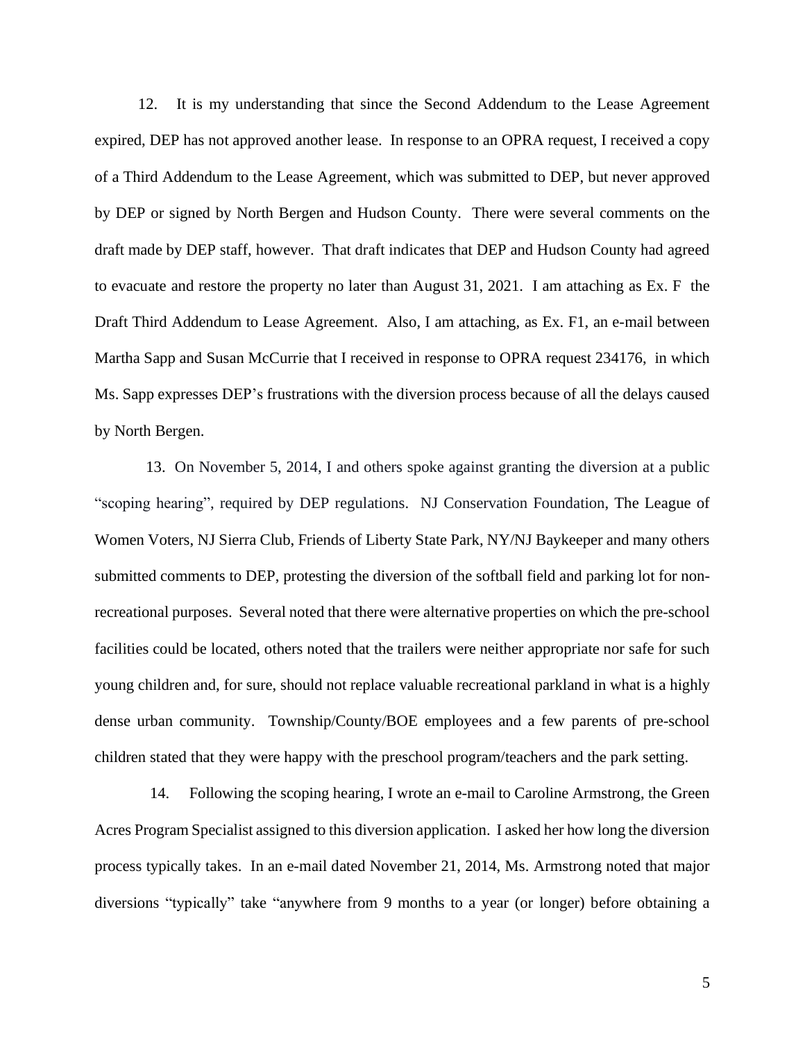12. It is my understanding that since the Second Addendum to the Lease Agreement expired, DEP has not approved another lease. In response to an OPRA request, I received a copy of a Third Addendum to the Lease Agreement, which was submitted to DEP, but never approved by DEP or signed by North Bergen and Hudson County. There were several comments on the draft made by DEP staff, however. That draft indicates that DEP and Hudson County had agreed to evacuate and restore the property no later than August 31, 2021. I am attaching as Ex. F the Draft Third Addendum to Lease Agreement. Also, I am attaching, as Ex. F1, an e-mail between Martha Sapp and Susan McCurrie that I received in response to OPRA request 234176, in which Ms. Sapp expresses DEP's frustrations with the diversion process because of all the delays caused by North Bergen.

13. On November 5, 2014, I and others spoke against granting the diversion at a public "scoping hearing", required by DEP regulations. NJ Conservation Foundation, The League of Women Voters, NJ Sierra Club, Friends of Liberty State Park, NY/NJ Baykeeper and many others submitted comments to DEP, protesting the diversion of the softball field and parking lot for non-recreational purposes. Several noted that there were alternative properties on which the pre-school facilities could be located, others noted that the trailers were neither appropriate nor safe for such young children and, for sure, should not replace valuable recreational parkland in what is a highly dense urban community. Township/County/BOE employees and a few parents of pre-school children stated that they were happy with the preschool program/teachers and the park setting.

14. Following the scoping hearing, I wrote an e-mail to Caroline Armstrong, the Green Acres Program Specialist assigned to this diversion application. I asked her how long the diversion process typically takes. In an e-mail dated November 21, 2014, Ms. Armstrong noted that major diversions "typically" take "anywhere from 9 months to a year (or longer) before obtaining a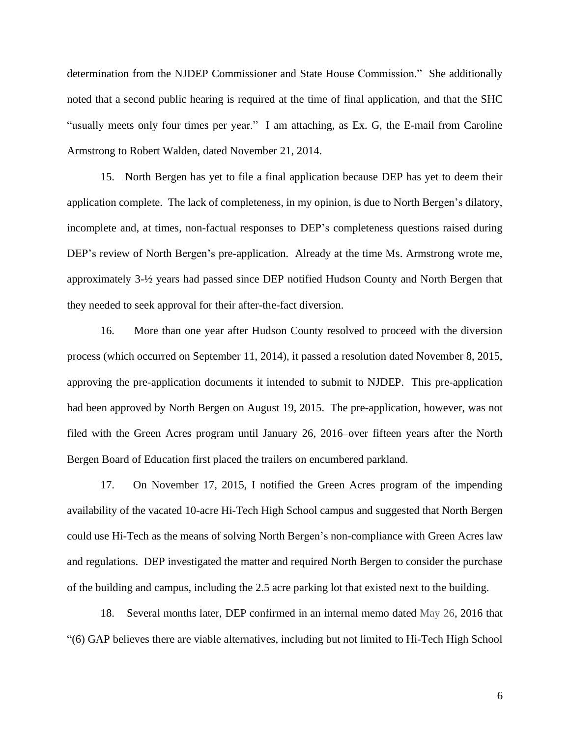determination from the NJDEP Commissioner and State House Commission." She additionally noted that a second public hearing is required at the time of final application, and that the SHC "usually meets only four times per year." I am attaching, as Ex. G, the E-mail from Caroline Armstrong to Robert Walden, dated November 21, 2014.

15. North Bergen has yet to file a final application because DEP has yet to deem their application complete. The lack of completeness, in my opinion, is due to North Bergen's dilatory, incomplete and, at times, non-factual responses to DEP's completeness questions raised during DEP's review of North Bergen's pre-application. Already at the time Ms. Armstrong wrote me, approximately 3-½ years had passed since DEP notified Hudson County and North Bergen that they needed to seek approval for their after-the-fact diversion.

16. More than one year after Hudson County resolved to proceed with the diversion process (which occurred on September 11, 2014), it passed a resolution dated November 8, 2015, approving the pre-application documents it intended to submit to NJDEP. This pre-application had been approved by North Bergen on August 19, 2015. The pre-application, however, was not filed with the Green Acres program until January 26, 2016–over fifteen years after the North Bergen Board of Education first placed the trailers on encumbered parkland.

17. On November 17, 2015, I notified the Green Acres program of the impending availability of the vacated 10-acre Hi-Tech High School campus and suggested that North Bergen could use Hi-Tech as the means of solving North Bergen's non-compliance with Green Acres law and regulations. DEP investigated the matter and required North Bergen to consider the purchase of the building and campus, including the 2.5 acre parking lot that existed next to the building.

18. Several months later, DEP confirmed in an internal memo dated May 26, 2016 that "(6) GAP believes there are viable alternatives, including but not limited to Hi-Tech High School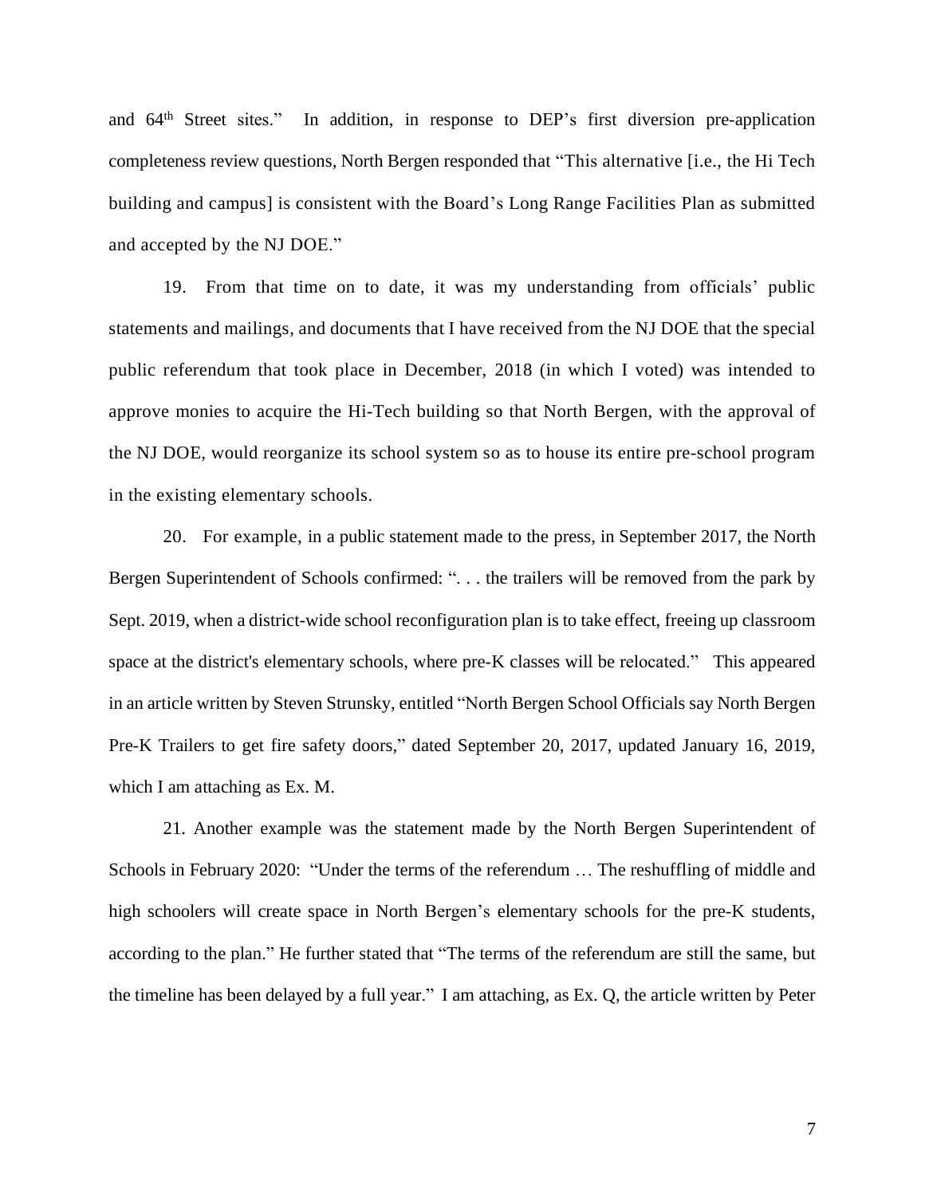and 64th Street sites." In addition, in response to DEP's first diversion pre-application completeness review questions, North Bergen responded that "This alternative [i.e., the Hi Tech building and campus] is consistent with the Board's Long Range Facilities Plan as submitted and accepted by the NJ DOE."

19. From that time on to date, it was my understanding from officials' public statements and mailings, and documents that I have received from the NJ DOE that the special public referendum that took place in December, 2018 (in which I voted) was intended to approve monies to acquire the Hi-Tech building so that North Bergen, with the approval of the NJ DOE, would reorganize its school system so as to house its entire pre-school program in the existing elementary schools.

20. For example, in a public statement made to the press, in September 2017, the North Bergen Superintendent of Schools confirmed: ". . . the trailers will be removed from the park by Sept. 2019, when a district-wide school reconfiguration plan is to take effect, freeing up classroom space at the district's elementary schools, where pre-K classes will be relocated." This appeared in an article written by Steven Strunsky, entitled "North Bergen School Officials say North Bergen Pre-K Trailers to get fire safety doors," dated September 20, 2017, updated January 16, 2019, which I am attaching as Ex. M.

21. Another example was the statement made by the North Bergen Superintendent of Schools in February 2020: "Under the terms of the referendum … The reshuffling of middle and high schoolers will create space in North Bergen's elementary schools for the pre-K students, according to the plan." He further stated that "The terms of the referendum are still the same, but the timeline has been delayed by a full year." I am attaching, as Ex. Q, the article written by Peter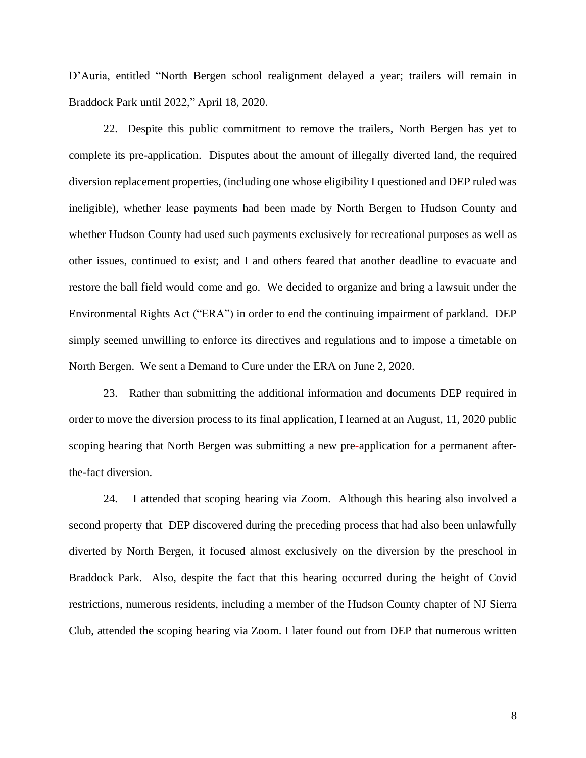D'Auria, entitled "North Bergen school realignment delayed a year; trailers will remain in Braddock Park until 2022," April 18, 2020.

22. Despite this public commitment to remove the trailers, North Bergen has yet to complete its pre-application. Disputes about the amount of illegally diverted land, the required diversion replacement properties, (including one whose eligibility I questioned and DEP ruled was ineligible), whether lease payments had been made by North Bergen to Hudson County and whether Hudson County had used such payments exclusively for recreational purposes as well as other issues, continued to exist; and I and others feared that another deadline to evacuate and restore the ball field would come and go. We decided to organize and bring a lawsuit under the Environmental Rights Act ("ERA") in order to end the continuing impairment of parkland. DEP simply seemed unwilling to enforce its directives and regulations and to impose a timetable on North Bergen. We sent a Demand to Cure under the ERA on June 2, 2020.

23. Rather than submitting the additional information and documents DEP required in order to move the diversion process to its final application, I learned at an August, 11, 2020 public scoping hearing that North Bergen was submitting a new pre-application for a permanent after-the-fact diversion.

24. I attended that scoping hearing via Zoom. Although this hearing also involved a second property that DEP discovered during the preceding process that had also been unlawfully diverted by North Bergen, it focused almost exclusively on the diversion by the preschool in Braddock Park. Also, despite the fact that this hearing occurred during the height of Covid restrictions, numerous residents, including a member of the Hudson County chapter of NJ Sierra Club, attended the scoping hearing via Zoom. I later found out from DEP that numerous written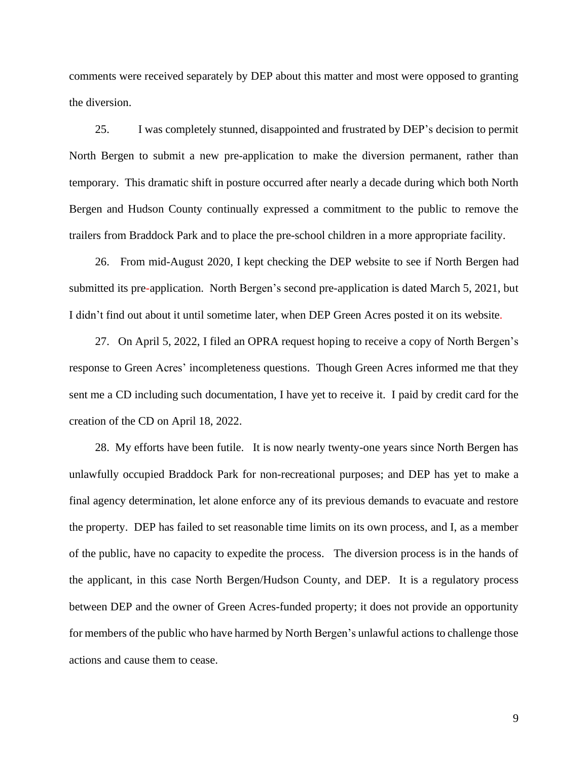comments were received separately by DEP about this matter and most were opposed to granting the diversion.

25. I was completely stunned, disappointed and frustrated by DEP's decision to permit North Bergen to submit a new pre-application to make the diversion permanent, rather than temporary. This dramatic shift in posture occurred after nearly a decade during which both North Bergen and Hudson County continually expressed a commitment to the public to remove the trailers from Braddock Park and to place the pre-school children in a more appropriate facility.

26. From mid-August 2020, I kept checking the DEP website to see if North Bergen had submitted its pre-application. North Bergen's second pre-application is dated March 5, 2021, but I didn't find out about it until sometime later, when DEP Green Acres posted it on its website.

27. On April 5, 2022, I filed an OPRA request hoping to receive a copy of North Bergen's response to Green Acres' incompleteness questions. Though Green Acres informed me that they sent me a CD including such documentation, I have yet to receive it. I paid by credit card for the creation of the CD on April 18, 2022.

28. My efforts have been futile. It is now nearly twenty-one years since North Bergen has unlawfully occupied Braddock Park for non-recreational purposes; and DEP has yet to make a final agency determination, let alone enforce any of its previous demands to evacuate and restore the property. DEP has failed to set reasonable time limits on its own process, and I, as a member of the public, have no capacity to expedite the process. The diversion process is in the hands of the applicant, in this case North Bergen/Hudson County, and DEP. It is a regulatory process between DEP and the owner of Green Acres-funded property; it does not provide an opportunity for members of the public who have harmed by North Bergen's unlawful actions to challenge those actions and cause them to cease.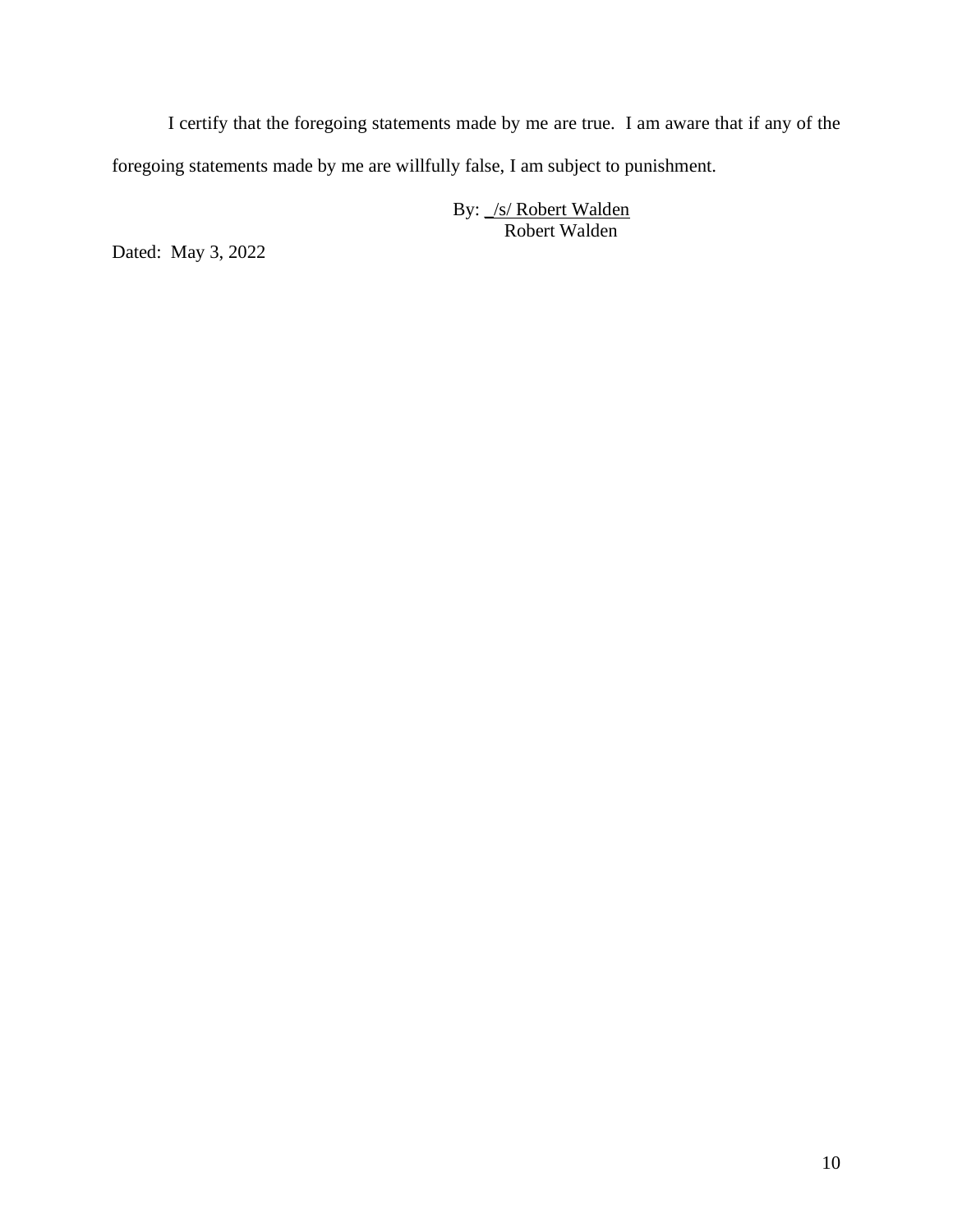I certify that the foregoing statements made by me are true. I am aware that if any of the foregoing statements made by me are willfully false, I am subject to punishment.

By: _/s/ Robert Walden
Robert Walden

Dated: May 3, 2022